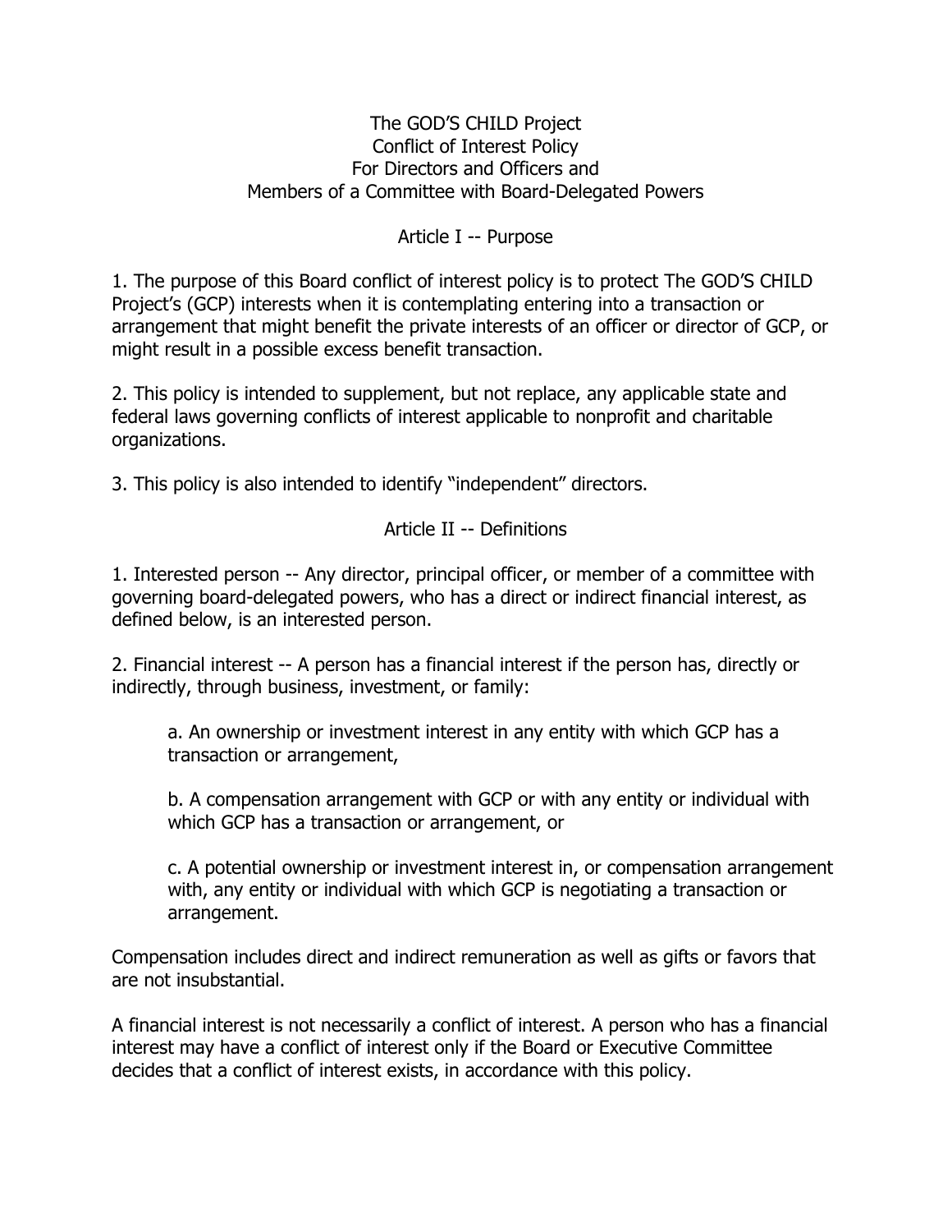# The GOD’S CHILD Project
# Conflict of Interest Policy
# For Directors and Officers and
# Members of a Committee with Board-Delegated Powers

## Article I -- Purpose

1. The purpose of this Board conflict of interest policy is to protect The GOD’S CHILD Project’s (GCP) interests when it is contemplating entering into a transaction or arrangement that might benefit the private interests of an officer or director of GCP, or might result in a possible excess benefit transaction.

2. This policy is intended to supplement, but not replace, any applicable state and federal laws governing conflicts of interest applicable to nonprofit and charitable organizations.

3. This policy is also intended to identify “independent” directors.

## Article II -- Definitions

1. Interested person -- Any director, principal officer, or member of a committee with governing board-delegated powers, who has a direct or indirect financial interest, as defined below, is an interested person.

2. Financial interest -- A person has a financial interest if the person has, directly or indirectly, through business, investment, or family:

   a. An ownership or investment interest in any entity with which GCP has a transaction or arrangement,

   b. A compensation arrangement with GCP or with any entity or individual with which GCP has a transaction or arrangement, or

   c. A potential ownership or investment interest in, or compensation arrangement with, any entity or individual with which GCP is negotiating a transaction or arrangement.

Compensation includes direct and indirect remuneration as well as gifts or favors that are not insubstantial.

A financial interest is not necessarily a conflict of interest. A person who has a financial interest may have a conflict of interest only if the Board or Executive Committee decides that a conflict of interest exists, in accordance with this policy.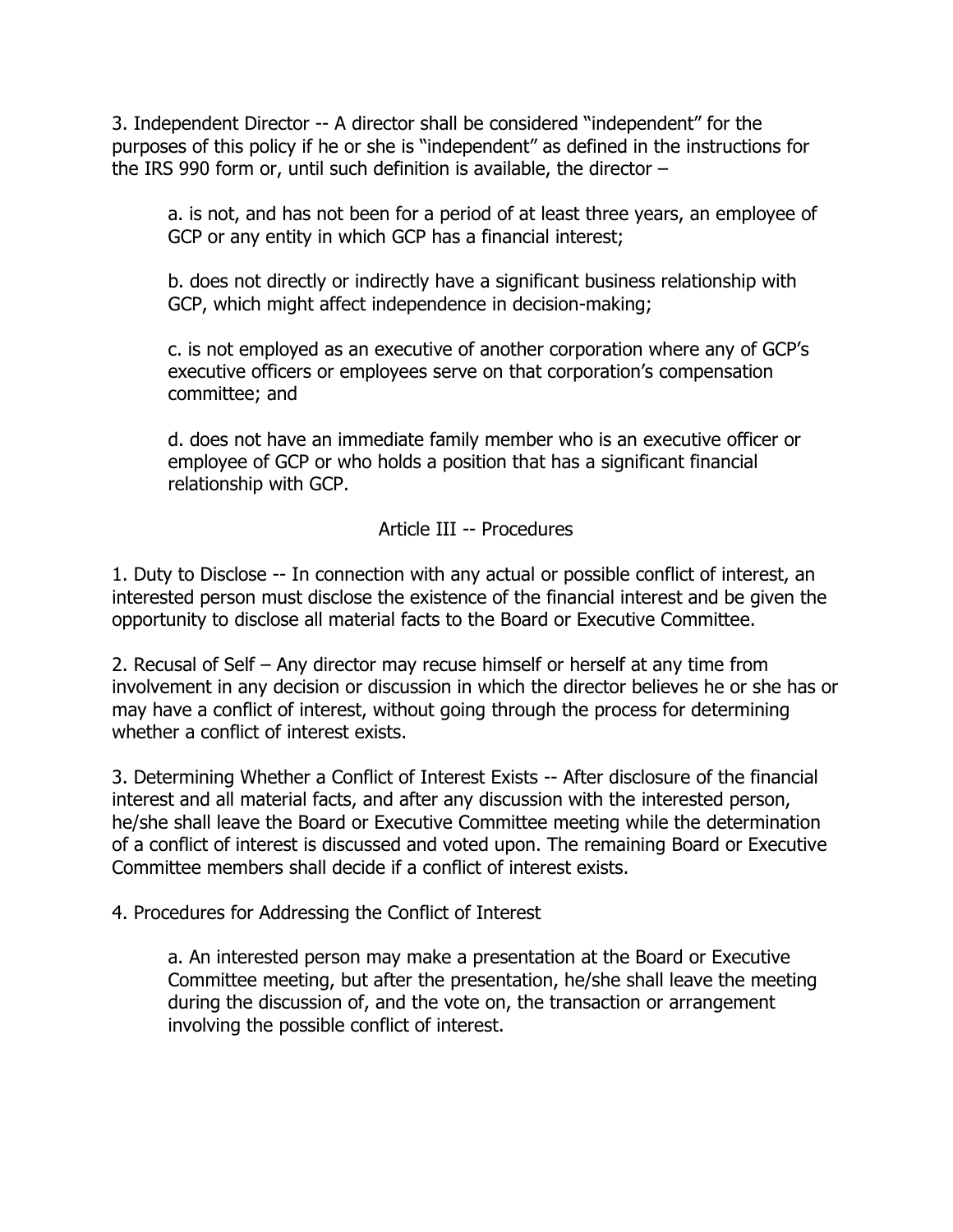3. Independent Director -- A director shall be considered "independent" for the purposes of this policy if he or she is "independent" as defined in the instructions for the IRS 990 form or, until such definition is available, the director –

> a. is not, and has not been for a period of at least three years, an employee of GCP or any entity in which GCP has a financial interest;
>
> b. does not directly or indirectly have a significant business relationship with GCP, which might affect independence in decision-making;
>
> c. is not employed as an executive of another corporation where any of GCP's executive officers or employees serve on that corporation's compensation committee; and
>
> d. does not have an immediate family member who is an executive officer or employee of GCP or who holds a position that has a significant financial relationship with GCP.

## Article III -- Procedures

1. Duty to Disclose -- In connection with any actual or possible conflict of interest, an interested person must disclose the existence of the financial interest and be given the opportunity to disclose all material facts to the Board or Executive Committee.

2. Recusal of Self – Any director may recuse himself or herself at any time from involvement in any decision or discussion in which the director believes he or she has or may have a conflict of interest, without going through the process for determining whether a conflict of interest exists.

3. Determining Whether a Conflict of Interest Exists -- After disclosure of the financial interest and all material facts, and after any discussion with the interested person, he/she shall leave the Board or Executive Committee meeting while the determination of a conflict of interest is discussed and voted upon. The remaining Board or Executive Committee members shall decide if a conflict of interest exists.

4. Procedures for Addressing the Conflict of Interest

> a. An interested person may make a presentation at the Board or Executive Committee meeting, but after the presentation, he/she shall leave the meeting during the discussion of, and the vote on, the transaction or arrangement involving the possible conflict of interest.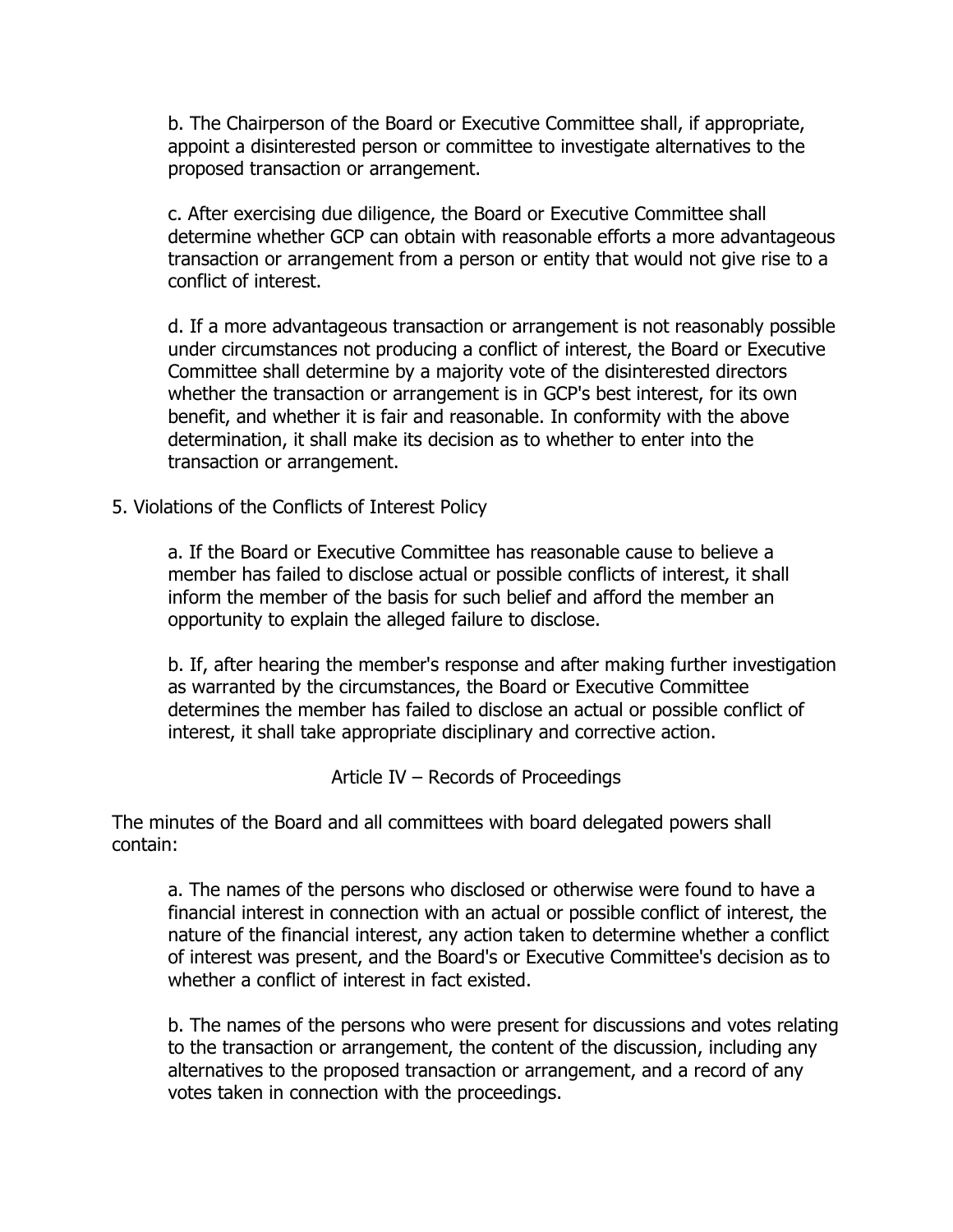b. The Chairperson of the Board or Executive Committee shall, if appropriate, appoint a disinterested person or committee to investigate alternatives to the proposed transaction or arrangement.

c. After exercising due diligence, the Board or Executive Committee shall determine whether GCP can obtain with reasonable efforts a more advantageous transaction or arrangement from a person or entity that would not give rise to a conflict of interest.

d. If a more advantageous transaction or arrangement is not reasonably possible under circumstances not producing a conflict of interest, the Board or Executive Committee shall determine by a majority vote of the disinterested directors whether the transaction or arrangement is in GCP's best interest, for its own benefit, and whether it is fair and reasonable. In conformity with the above determination, it shall make its decision as to whether to enter into the transaction or arrangement.

5. Violations of the Conflicts of Interest Policy

a. If the Board or Executive Committee has reasonable cause to believe a member has failed to disclose actual or possible conflicts of interest, it shall inform the member of the basis for such belief and afford the member an opportunity to explain the alleged failure to disclose.

b. If, after hearing the member's response and after making further investigation as warranted by the circumstances, the Board or Executive Committee determines the member has failed to disclose an actual or possible conflict of interest, it shall take appropriate disciplinary and corrective action.

## Article IV – Records of Proceedings

The minutes of the Board and all committees with board delegated powers shall contain:

a. The names of the persons who disclosed or otherwise were found to have a financial interest in connection with an actual or possible conflict of interest, the nature of the financial interest, any action taken to determine whether a conflict of interest was present, and the Board's or Executive Committee's decision as to whether a conflict of interest in fact existed.

b. The names of the persons who were present for discussions and votes relating to the transaction or arrangement, the content of the discussion, including any alternatives to the proposed transaction or arrangement, and a record of any votes taken in connection with the proceedings.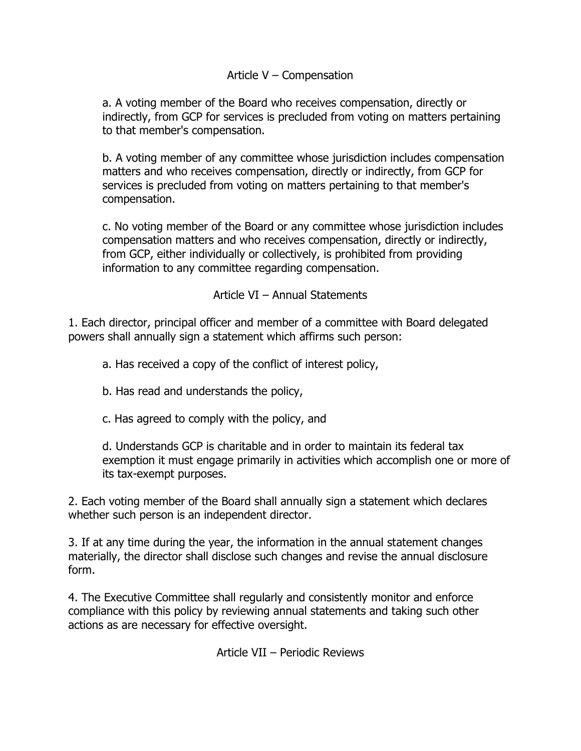## Article V – Compensation

a. A voting member of the Board who receives compensation, directly or indirectly, from GCP for services is precluded from voting on matters pertaining to that member's compensation.

b. A voting member of any committee whose jurisdiction includes compensation matters and who receives compensation, directly or indirectly, from GCP for services is precluded from voting on matters pertaining to that member's compensation.

c. No voting member of the Board or any committee whose jurisdiction includes compensation matters and who receives compensation, directly or indirectly, from GCP, either individually or collectively, is prohibited from providing information to any committee regarding compensation.

## Article VI – Annual Statements

1. Each director, principal officer and member of a committee with Board delegated powers shall annually sign a statement which affirms such person:

   a. Has received a copy of the conflict of interest policy,

   b. Has read and understands the policy,

   c. Has agreed to comply with the policy, and

   d. Understands GCP is charitable and in order to maintain its federal tax exemption it must engage primarily in activities which accomplish one or more of its tax-exempt purposes.

2. Each voting member of the Board shall annually sign a statement which declares whether such person is an independent director.

3. If at any time during the year, the information in the annual statement changes materially, the director shall disclose such changes and revise the annual disclosure form.

4. The Executive Committee shall regularly and consistently monitor and enforce compliance with this policy by reviewing annual statements and taking such other actions as are necessary for effective oversight.

## Article VII – Periodic Reviews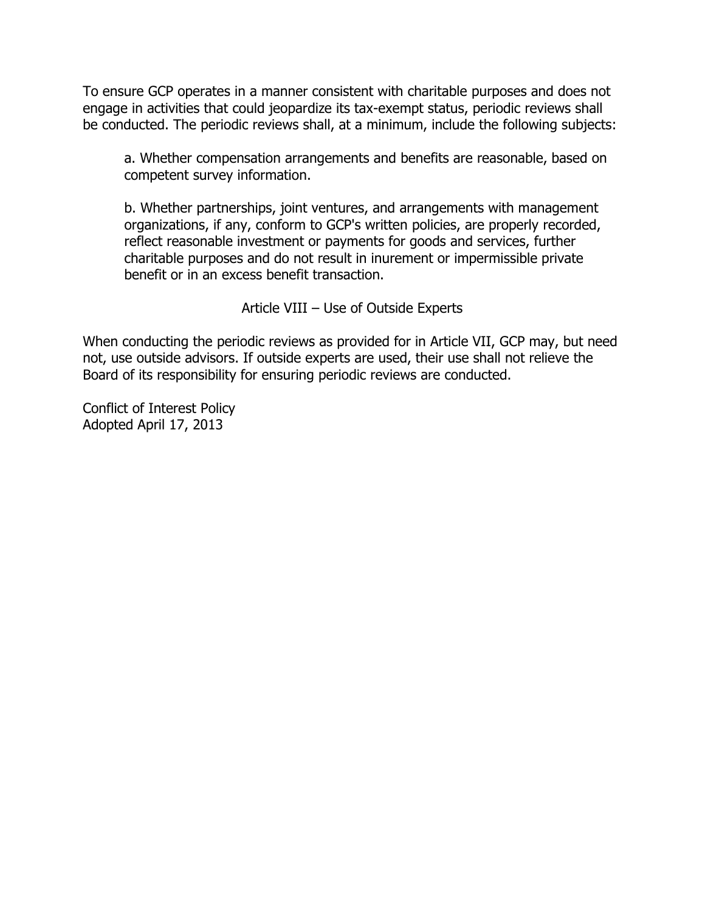To ensure GCP operates in a manner consistent with charitable purposes and does not engage in activities that could jeopardize its tax-exempt status, periodic reviews shall be conducted. The periodic reviews shall, at a minimum, include the following subjects:

> a. Whether compensation arrangements and benefits are reasonable, based on competent survey information.
>
> b. Whether partnerships, joint ventures, and arrangements with management organizations, if any, conform to GCP's written policies, are properly recorded, reflect reasonable investment or payments for goods and services, further charitable purposes and do not result in inurement or impermissible private benefit or in an excess benefit transaction.

## Article VIII – Use of Outside Experts

When conducting the periodic reviews as provided for in Article VII, GCP may, but need not, use outside advisors. If outside experts are used, their use shall not relieve the Board of its responsibility for ensuring periodic reviews are conducted.

Conflict of Interest Policy
Adopted April 17, 2013